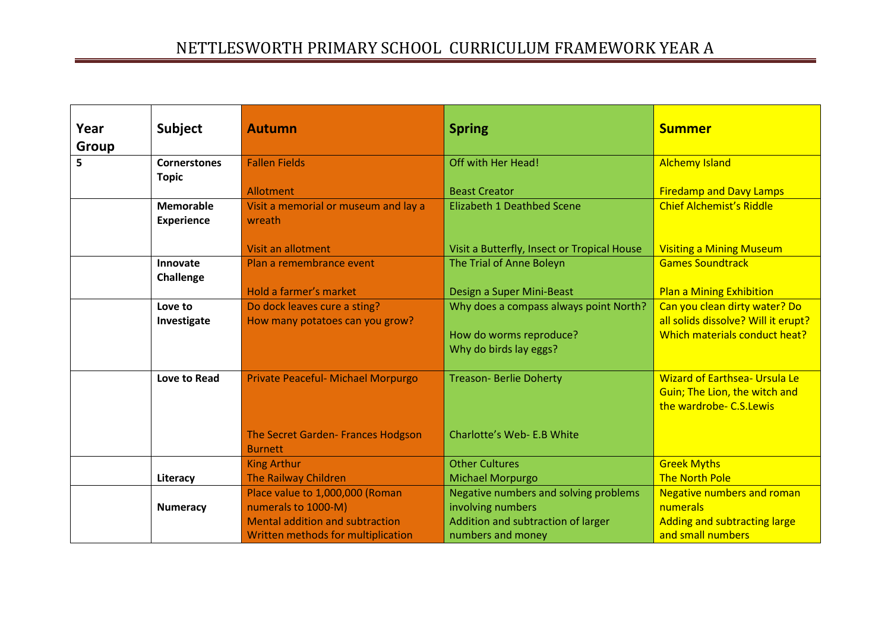# NETTLESWORTH PRIMARY SCHOOL CURRICULUM FRAMEWORK YEAR A

| Year Group | Subject | Autumn | Spring | Summer |
|---|---|---|---|---|
| 5 | **Cornerstones Topic** | Fallen Fields<br><br>Allotment | Off with Her Head!<br><br>Beast Creator | Alchemy Island<br><br>Firedamp and Davy Lamps |
| | **Memorable Experience** | Visit a memorial or museum and lay a wreath<br><br>Visit an allotment | Elizabeth 1 Deathbed Scene<br><br>Visit a Butterfly, Insect or Tropical House | Chief Alchemist's Riddle<br><br>Visiting a Mining Museum |
| | **Innovate Challenge** | Plan a remembrance event<br><br>Hold a farmer's market | The Trial of Anne Boleyn<br><br>Design a Super Mini-Beast | Games Soundtrack<br><br>Plan a Mining Exhibition |
| | **Love to Investigate** | Do dock leaves cure a sting?<br>How many potatoes can you grow? | Why does a compass always point North?<br><br>How do worms reproduce?<br>Why do birds lay eggs? | Can you clean dirty water? Do all solids dissolve? Will it erupt? Which materials conduct heat? |
| | **Love to Read** | Private Peaceful- Michael Morpurgo<br><br>The Secret Garden- Frances Hodgson Burnett | Treason- Berlie Doherty<br><br>Charlotte's Web- E.B White | Wizard of Earthsea- Ursula Le Guin; The Lion, the witch and the wardrobe- C.S.Lewis |
| | **Literacy** | King Arthur<br>The Railway Children | Other Cultures<br>Michael Morpurgo | Greek Myths<br>The North Pole |
| | **Numeracy** | Place value to 1,000,000 (Roman numerals to 1000-M)<br>Mental addition and subtraction<br>Written methods for multiplication | Negative numbers and solving problems involving numbers<br>Addition and subtraction of larger numbers and money | Negative numbers and roman numerals<br>Adding and subtracting large and small numbers |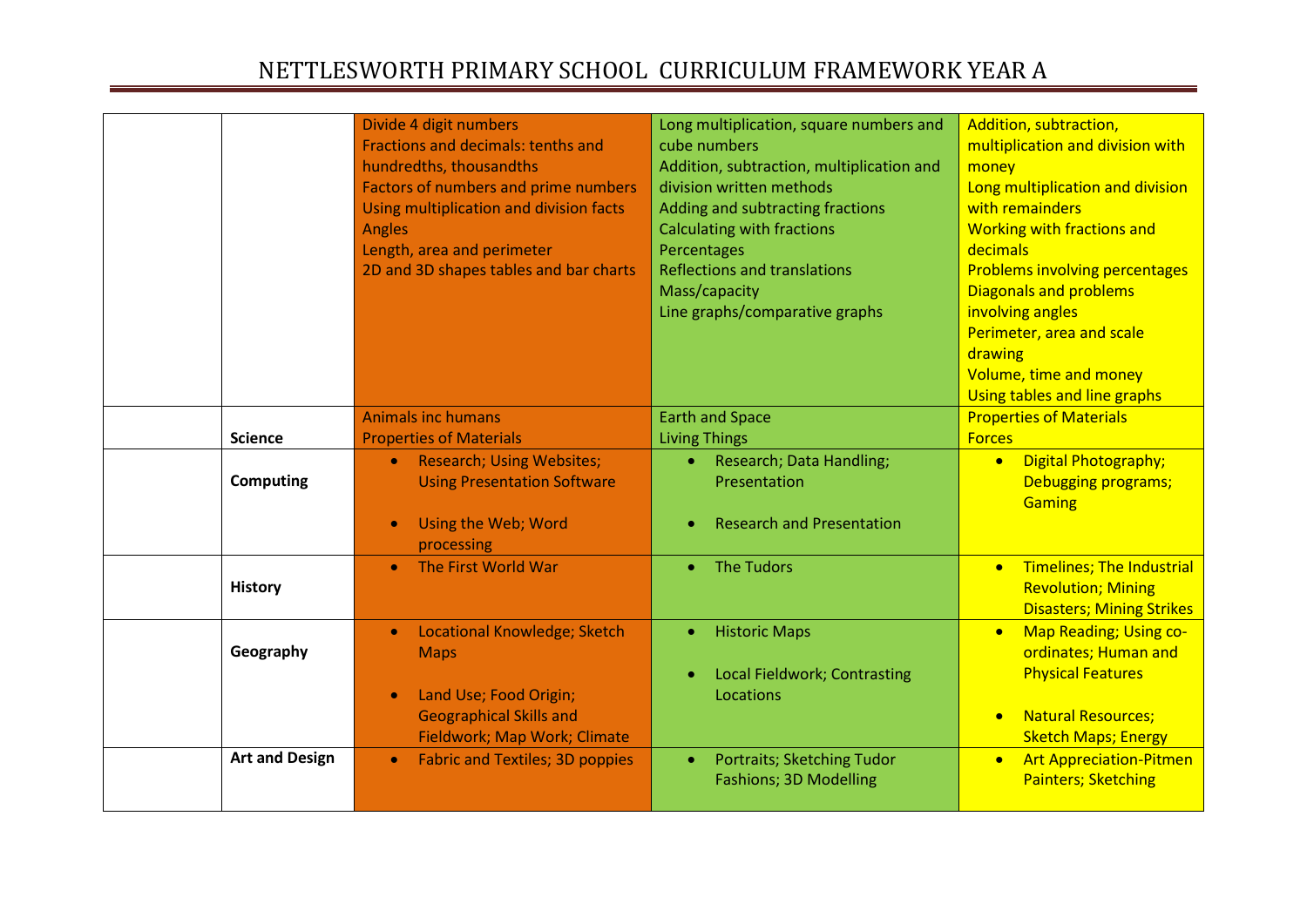# NETTLESWORTH PRIMARY SCHOOL CURRICULUM FRAMEWORK YEAR A

| | | | | |
|---|---|---|---|---|
| | | Divide 4 digit numbers<br>Fractions and decimals: tenths and hundredths, thousandths<br>Factors of numbers and prime numbers<br>Using multiplication and division facts<br>Angles<br>Length, area and perimeter<br>2D and 3D shapes tables and bar charts | Long multiplication, square numbers and cube numbers<br>Addition, subtraction, multiplication and division written methods<br>Adding and subtracting fractions<br>Calculating with fractions<br>Percentages<br>Reflections and translations<br>Mass/capacity<br>Line graphs/comparative graphs | Addition, subtraction, multiplication and division with money<br>Long multiplication and division with remainders<br>Working with fractions and decimals<br>Problems involving percentages<br>Diagonals and problems involving angles<br>Perimeter, area and scale drawing<br>Volume, time and money<br>Using tables and line graphs |
| | **Science** | Animals inc humans<br>Properties of Materials | Earth and Space<br>Living Things | Properties of Materials<br>Forces |
| | **Computing** | • Research; Using Websites; Using Presentation Software<br>• Using the Web; Word processing | • Research; Data Handling; Presentation<br>• Research and Presentation | • Digital Photography; Debugging programs; Gaming |
| | **History** | • The First World War | • The Tudors | • Timelines; The Industrial Revolution; Mining Disasters; Mining Strikes |
| | **Geography** | • Locational Knowledge; Sketch Maps<br>• Land Use; Food Origin; Geographical Skills and Fieldwork; Map Work; Climate | • Historic Maps<br>• Local Fieldwork; Contrasting Locations | • Map Reading; Using co-ordinates; Human and Physical Features<br>• Natural Resources; Sketch Maps; Energy |
| | **Art and Design** | • Fabric and Textiles; 3D poppies | • Portraits; Sketching Tudor Fashions; 3D Modelling | • Art Appreciation-Pitmen Painters; Sketching |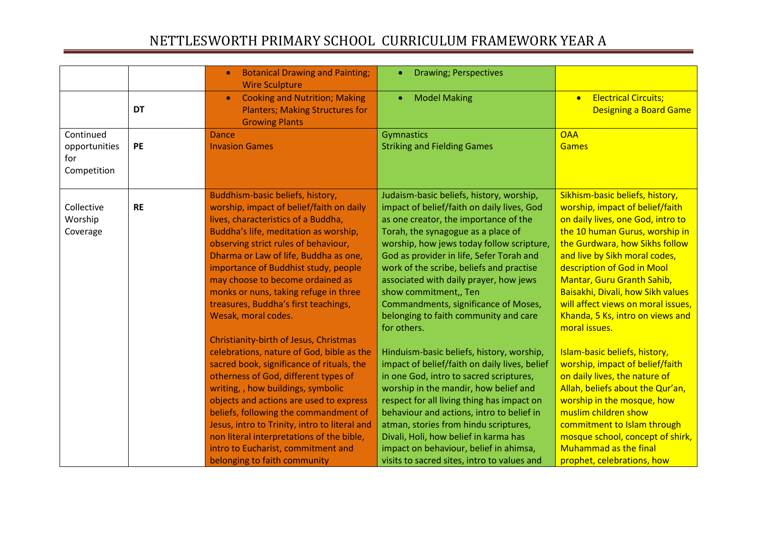# NETTLESWORTH PRIMARY SCHOOL CURRICULUM FRAMEWORK YEAR A

| | | | | |
|---|---|---|---|---|
| | | • Botanical Drawing and Painting; Wire Sculpture | • Drawing; Perspectives | |
| | **DT** | • Cooking and Nutrition; Making Planters; Making Structures for Growing Plants | • Model Making | • Electrical Circuits; Designing a Board Game |
| Continued opportunities for Competition | **PE** | Dance<br>Invasion Games | Gymnastics<br>Striking and Fielding Games | OAA<br>Games |
| Collective Worship Coverage | **RE** | Buddhism-basic beliefs, history, worship, impact of belief/faith on daily lives, characteristics of a Buddha, Buddha's life, meditation as worship, observing strict rules of behaviour, Dharma or Law of life, Buddha as one, importance of Buddhist study, people may choose to become ordained as monks or nuns, taking refuge in three treasures, Buddha's first teachings, Wesak, moral codes.<br><br>Christianity-birth of Jesus, Christmas celebrations, nature of God, bible as the sacred book, significance of rituals, the otherness of God, different types of writing, , how buildings, symbolic objects and actions are used to express beliefs, following the commandment of Jesus, intro to Trinity, intro to literal and non literal interpretations of the bible, intro to Eucharist, commitment and belonging to faith community | Judaism-basic beliefs, history, worship, impact of belief/faith on daily lives, God as one creator, the importance of the Torah, the synagogue as a place of worship, how jews today follow scripture, God as provider in life, Sefer Torah and work of the scribe, beliefs and practise associated with daily prayer, how jews show commitment,, Ten Commandments, significance of Moses, belonging to faith community and care for others.<br><br>Hinduism-basic beliefs, history, worship, impact of belief/faith on daily lives, belief in one God, intro to sacred scriptures, worship in the mandir, how belief and respect for all living thing has impact on behaviour and actions, intro to belief in atman, stories from hindu scriptures, Divali, Holi, how belief in karma has impact on behaviour, belief in ahimsa, visits to sacred sites, intro to values and | Sikhism-basic beliefs, history, worship, impact of belief/faith on daily lives, one God, intro to the 10 human Gurus, worship in the Gurdwara, how Sikhs follow and live by Sikh moral codes, description of God in Mool Mantar, Guru Granth Sahib, Baisakhi, Divali, how Sikh values will affect views on moral issues, Khanda, 5 Ks, intro on views and moral issues.<br><br>Islam-basic beliefs, history, worship, impact of belief/faith on daily lives, the nature of Allah, beliefs about the Qur'an, worship in the mosque, how muslim children show commitment to Islam through mosque school, concept of shirk, Muhammad as the final prophet, celebrations, how |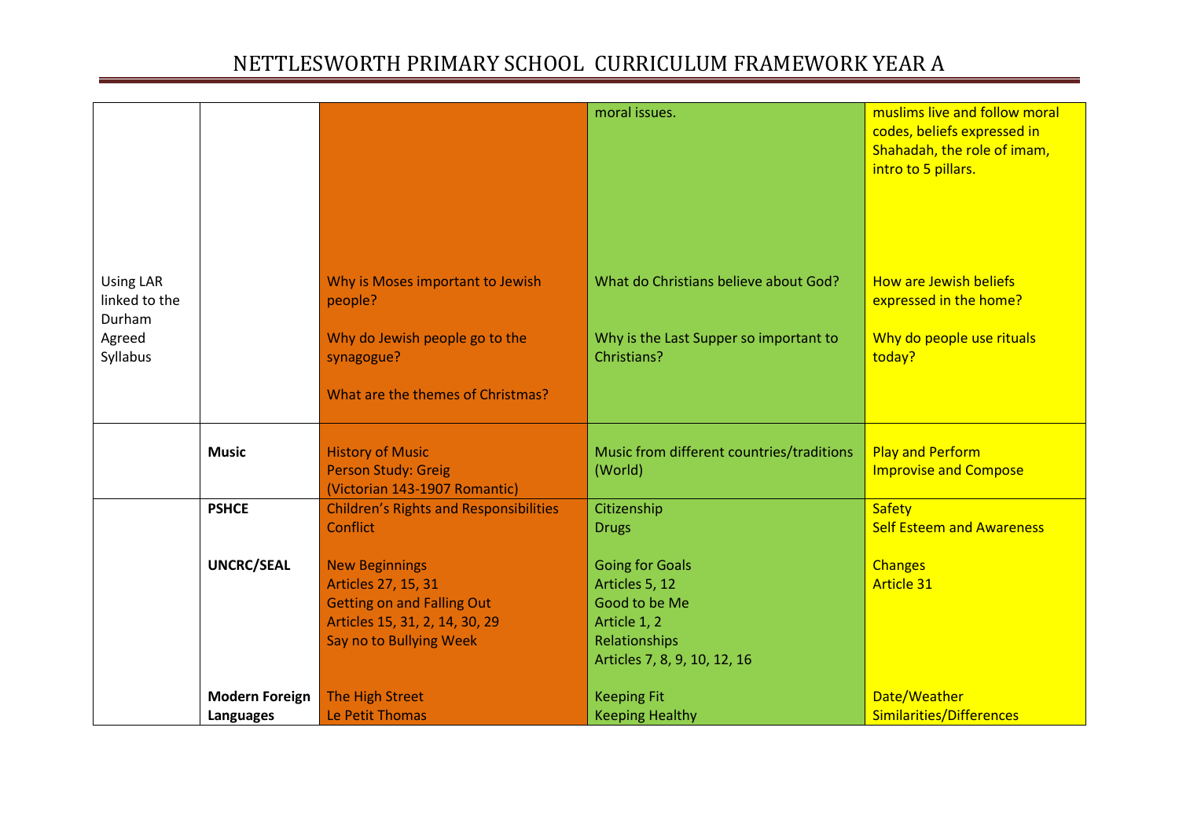# NETTLESWORTH PRIMARY SCHOOL CURRICULUM FRAMEWORK YEAR A

| | | | | |
|---|---|---|---|---|
| | | | moral issues. | muslims live and follow moral codes, beliefs expressed in Shahadah, the role of imam, intro to 5 pillars. |
| Using LAR linked to the Durham Agreed Syllabus | | Why is Moses important to Jewish people?<br><br>Why do Jewish people go to the synagogue?<br><br>What are the themes of Christmas? | What do Christians believe about God?<br><br>Why is the Last Supper so important to Christians? | How are Jewish beliefs expressed in the home?<br><br>Why do people use rituals today? |
| | **Music** | History of Music<br>Person Study: Greig<br>(Victorian 143-1907 Romantic) | Music from different countries/traditions (World) | Play and Perform<br>Improvise and Compose |
| | **PSHCE** | Children's Rights and Responsibilities<br>Conflict | Citizenship<br>Drugs | Safety<br>Self Esteem and Awareness |
| | **UNCRC/SEAL** | New Beginnings<br>Articles 27, 15, 31<br>Getting on and Falling Out<br>Articles 15, 31, 2, 14, 30, 29<br>Say no to Bullying Week | Going for Goals<br>Articles 5, 12<br>Good to be Me<br>Article 1, 2<br>Relationships<br>Articles 7, 8, 9, 10, 12, 16 | Changes<br>Article 31 |
| | **Modern Foreign Languages** | The High Street<br>Le Petit Thomas | Keeping Fit<br>Keeping Healthy | Date/Weather<br>Similarities/Differences |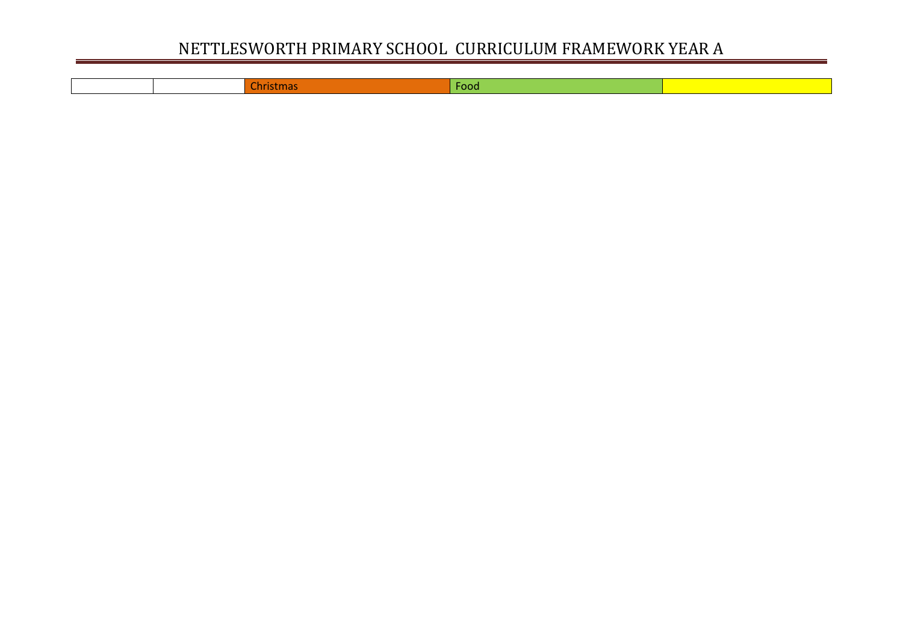# NETTLESWORTH PRIMARY SCHOOL CURRICULUM FRAMEWORK YEAR A

| | | | | |
|---|---|---|---|---|
| | | Christmas | Food | |